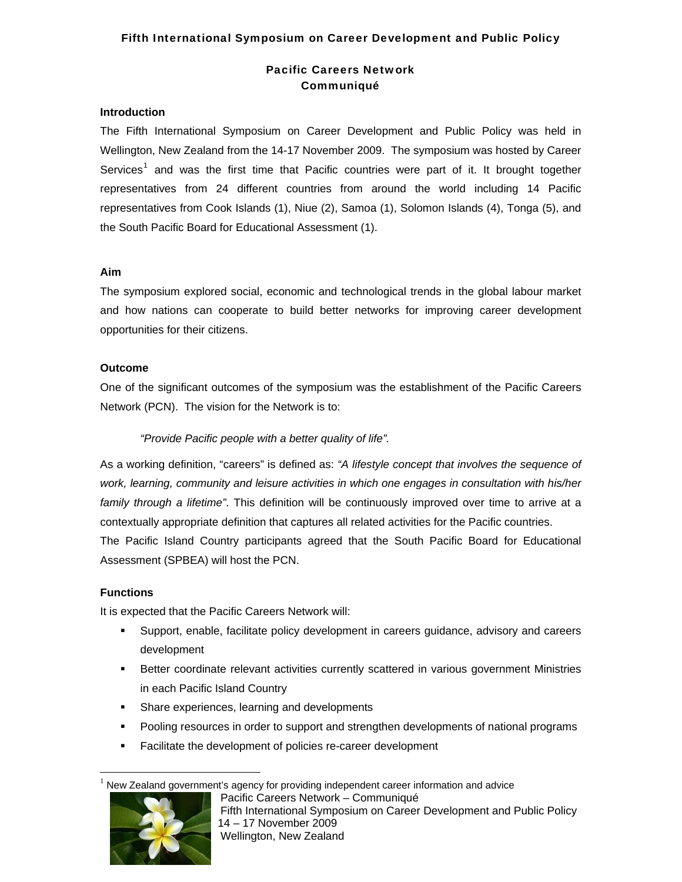**Fifth International Symposium on Career Development and Public Policy**

**Pacific Careers Network**
**Communiqué**

### Introduction

The Fifth International Symposium on Career Development and Public Policy was held in Wellington, New Zealand from the 14-17 November 2009. The symposium was hosted by Career Services[1] and was the first time that Pacific countries were part of it. It brought together representatives from 24 different countries from around the world including 14 Pacific representatives from Cook Islands (1), Niue (2), Samoa (1), Solomon Islands (4), Tonga (5), and the South Pacific Board for Educational Assessment (1).

### Aim

The symposium explored social, economic and technological trends in the global labour market and how nations can cooperate to build better networks for improving career development opportunities for their citizens.

### Outcome

One of the significant outcomes of the symposium was the establishment of the Pacific Careers Network (PCN). The vision for the Network is to:

> *"Provide Pacific people with a better quality of life".*

As a working definition, "careers" is defined as: *"A lifestyle concept that involves the sequence of work, learning, community and leisure activities in which one engages in consultation with his/her family through a lifetime"*. This definition will be continuously improved over time to arrive at a contextually appropriate definition that captures all related activities for the Pacific countries.

The Pacific Island Country participants agreed that the South Pacific Board for Educational Assessment (SPBEA) will host the PCN.

### Functions

It is expected that the Pacific Careers Network will:

- Support, enable, facilitate policy development in careers guidance, advisory and careers development
- Better coordinate relevant activities currently scattered in various government Ministries in each Pacific Island Country
- Share experiences, learning and developments
- Pooling resources in order to support and strengthen developments of national programs
- Facilitate the development of policies re-career development

[1] New Zealand government's agency for providing independent career information and advice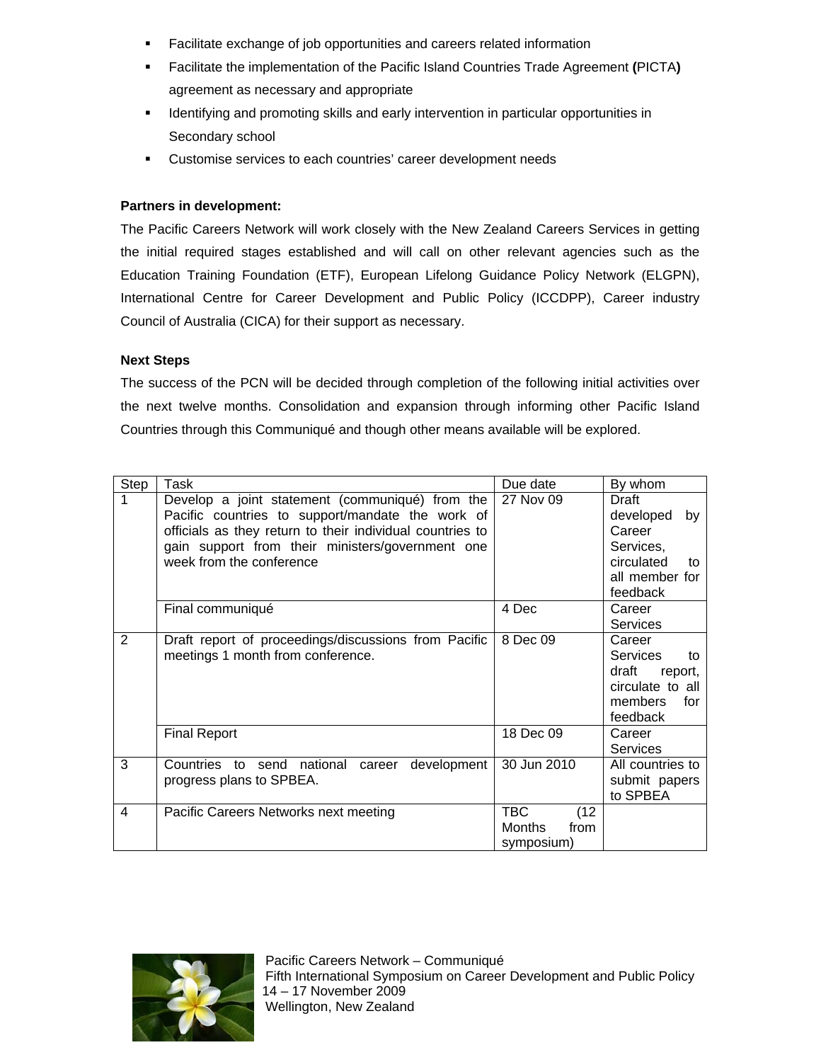- Facilitate exchange of job opportunities and careers related information
- Facilitate the implementation of the Pacific Island Countries Trade Agreement **(**PICTA**)** agreement as necessary and appropriate
- Identifying and promoting skills and early intervention in particular opportunities in Secondary school
- Customise services to each countries' career development needs

**Partners in development:**

The Pacific Careers Network will work closely with the New Zealand Careers Services in getting the initial required stages established and will call on other relevant agencies such as the Education Training Foundation (ETF), European Lifelong Guidance Policy Network (ELGPN), International Centre for Career Development and Public Policy (ICCDPP), Career industry Council of Australia (CICA) for their support as necessary.

**Next Steps**

The success of the PCN will be decided through completion of the following initial activities over the next twelve months. Consolidation and expansion through informing other Pacific Island Countries through this Communiqué and though other means available will be explored.

| Step | Task | Due date | By whom |
|---|---|---|---|
| 1 | Develop a joint statement (communiqué) from the Pacific countries to support/mandate the work of officials as they return to their individual countries to gain support from their ministers/government one week from the conference | 27 Nov 09 | Draft developed by Career Services, circulated to all member for feedback |
| | Final communiqué | 4 Dec | Career Services |
| 2 | Draft report of proceedings/discussions from Pacific meetings 1 month from conference. | 8 Dec 09 | Career Services to draft report, circulate to all members for feedback |
| | Final Report | 18 Dec 09 | Career Services |
| 3 | Countries to send national career development progress plans to SPBEA. | 30 Jun 2010 | All countries to submit papers to SPBEA |
| 4 | Pacific Careers Networks next meeting | TBC (12 Months from symposium) | |